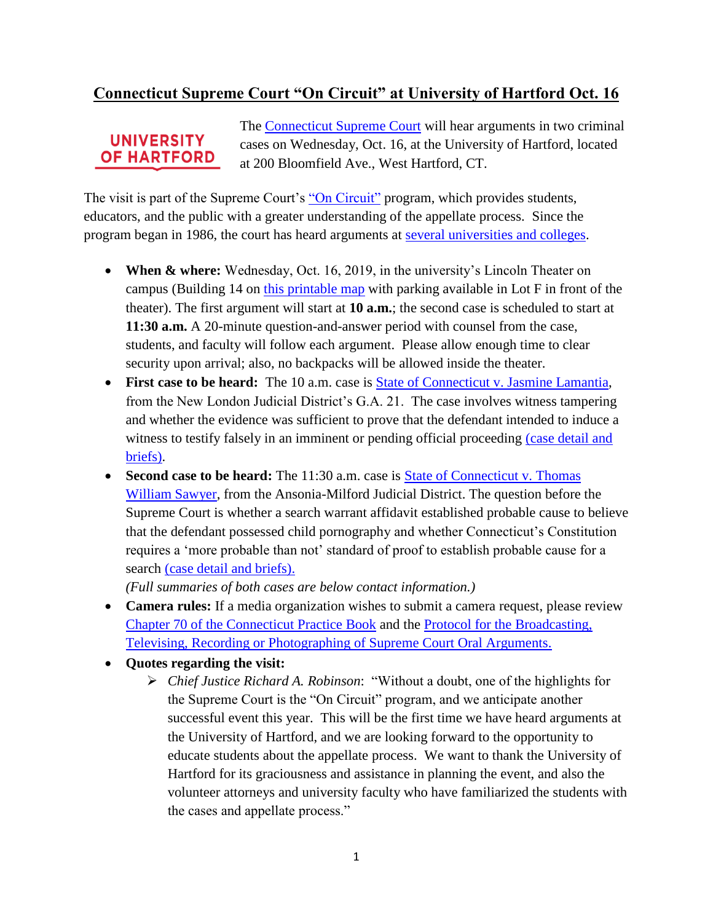# Connecticut Supreme Court "On Circuit" at University of Hartford Oct. 16

UNIVERSITY OF HARTFORD

The Connecticut Supreme Court will hear arguments in two criminal cases on Wednesday, Oct. 16, at the University of Hartford, located at 200 Bloomfield Ave., West Hartford, CT.

The visit is part of the Supreme Court's "On Circuit" program, which provides students, educators, and the public with a greater understanding of the appellate process. Since the program began in 1986, the court has heard arguments at several universities and colleges.

- **When & where:** Wednesday, Oct. 16, 2019, in the university's Lincoln Theater on campus (Building 14 on this printable map with parking available in Lot F in front of the theater). The first argument will start at **10 a.m.**; the second case is scheduled to start at **11:30 a.m.** A 20-minute question-and-answer period with counsel from the case, students, and faculty will follow each argument. Please allow enough time to clear security upon arrival; also, no backpacks will be allowed inside the theater.
- **First case to be heard:** The 10 a.m. case is State of Connecticut v. Jasmine Lamantia, from the New London Judicial District's G.A. 21. The case involves witness tampering and whether the evidence was sufficient to prove that the defendant intended to induce a witness to testify falsely in an imminent or pending official proceeding (case detail and briefs).
- **Second case to be heard:** The 11:30 a.m. case is State of Connecticut v. Thomas William Sawyer, from the Ansonia-Milford Judicial District. The question before the Supreme Court is whether a search warrant affidavit established probable cause to believe that the defendant possessed child pornography and whether Connecticut's Constitution requires a 'more probable than not' standard of proof to establish probable cause for a search (case detail and briefs).
  *(Full summaries of both cases are below contact information.)*
- **Camera rules:** If a media organization wishes to submit a camera request, please review Chapter 70 of the Connecticut Practice Book and the Protocol for the Broadcasting, Televising, Recording or Photographing of Supreme Court Oral Arguments.
- **Quotes regarding the visit:**
  - *Chief Justice Richard A. Robinson*: "Without a doubt, one of the highlights for the Supreme Court is the "On Circuit" program, and we anticipate another successful event this year. This will be the first time we have heard arguments at the University of Hartford, and we are looking forward to the opportunity to educate students about the appellate process. We want to thank the University of Hartford for its graciousness and assistance in planning the event, and also the volunteer attorneys and university faculty who have familiarized the students with the cases and appellate process."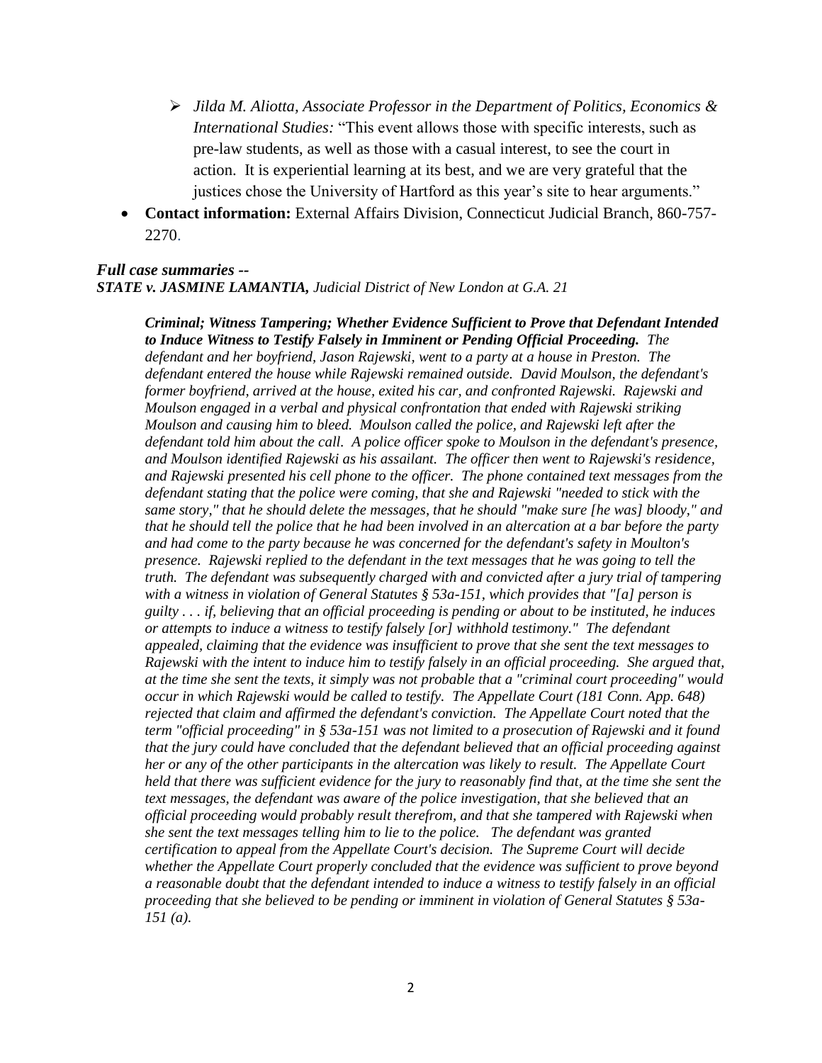- *Jilda M. Aliotta, Associate Professor in the Department of Politics, Economics & International Studies:* "This event allows those with specific interests, such as pre-law students, as well as those with a casual interest, to see the court in action. It is experiential learning at its best, and we are very grateful that the justices chose the University of Hartford as this year's site to hear arguments."

- **Contact information:** External Affairs Division, Connecticut Judicial Branch, 860-757-2270.

***Full case summaries --***
***STATE v. JASMINE LAMANTIA,*** *Judicial District of New London at G.A. 21*

> ***Criminal; Witness Tampering; Whether Evidence Sufficient to Prove that Defendant Intended to Induce Witness to Testify Falsely in Imminent or Pending Official Proceeding.*** *The defendant and her boyfriend, Jason Rajewski, went to a party at a house in Preston. The defendant entered the house while Rajewski remained outside. David Moulson, the defendant's former boyfriend, arrived at the house, exited his car, and confronted Rajewski. Rajewski and Moulson engaged in a verbal and physical confrontation that ended with Rajewski striking Moulson and causing him to bleed. Moulson called the police, and Rajewski left after the defendant told him about the call. A police officer spoke to Moulson in the defendant's presence, and Moulson identified Rajewski as his assailant. The officer then went to Rajewski's residence, and Rajewski presented his cell phone to the officer. The phone contained text messages from the defendant stating that the police were coming, that she and Rajewski "needed to stick with the same story," that he should delete the messages, that he should "make sure [he was] bloody," and that he should tell the police that he had been involved in an altercation at a bar before the party and had come to the party because he was concerned for the defendant's safety in Moulton's presence. Rajewski replied to the defendant in the text messages that he was going to tell the truth. The defendant was subsequently charged with and convicted after a jury trial of tampering with a witness in violation of General Statutes § 53a-151, which provides that "[a] person is guilty . . . if, believing that an official proceeding is pending or about to be instituted, he induces or attempts to induce a witness to testify falsely [or] withhold testimony." The defendant appealed, claiming that the evidence was insufficient to prove that she sent the text messages to Rajewski with the intent to induce him to testify falsely in an official proceeding. She argued that, at the time she sent the texts, it simply was not probable that a "criminal court proceeding" would occur in which Rajewski would be called to testify. The Appellate Court (181 Conn. App. 648) rejected that claim and affirmed the defendant's conviction. The Appellate Court noted that the term "official proceeding" in § 53a-151 was not limited to a prosecution of Rajewski and it found that the jury could have concluded that the defendant believed that an official proceeding against her or any of the other participants in the altercation was likely to result. The Appellate Court held that there was sufficient evidence for the jury to reasonably find that, at the time she sent the text messages, the defendant was aware of the police investigation, that she believed that an official proceeding would probably result therefrom, and that she tampered with Rajewski when she sent the text messages telling him to lie to the police. The defendant was granted certification to appeal from the Appellate Court's decision. The Supreme Court will decide whether the Appellate Court properly concluded that the evidence was sufficient to prove beyond a reasonable doubt that the defendant intended to induce a witness to testify falsely in an official proceeding that she believed to be pending or imminent in violation of General Statutes § 53a-151 (a).*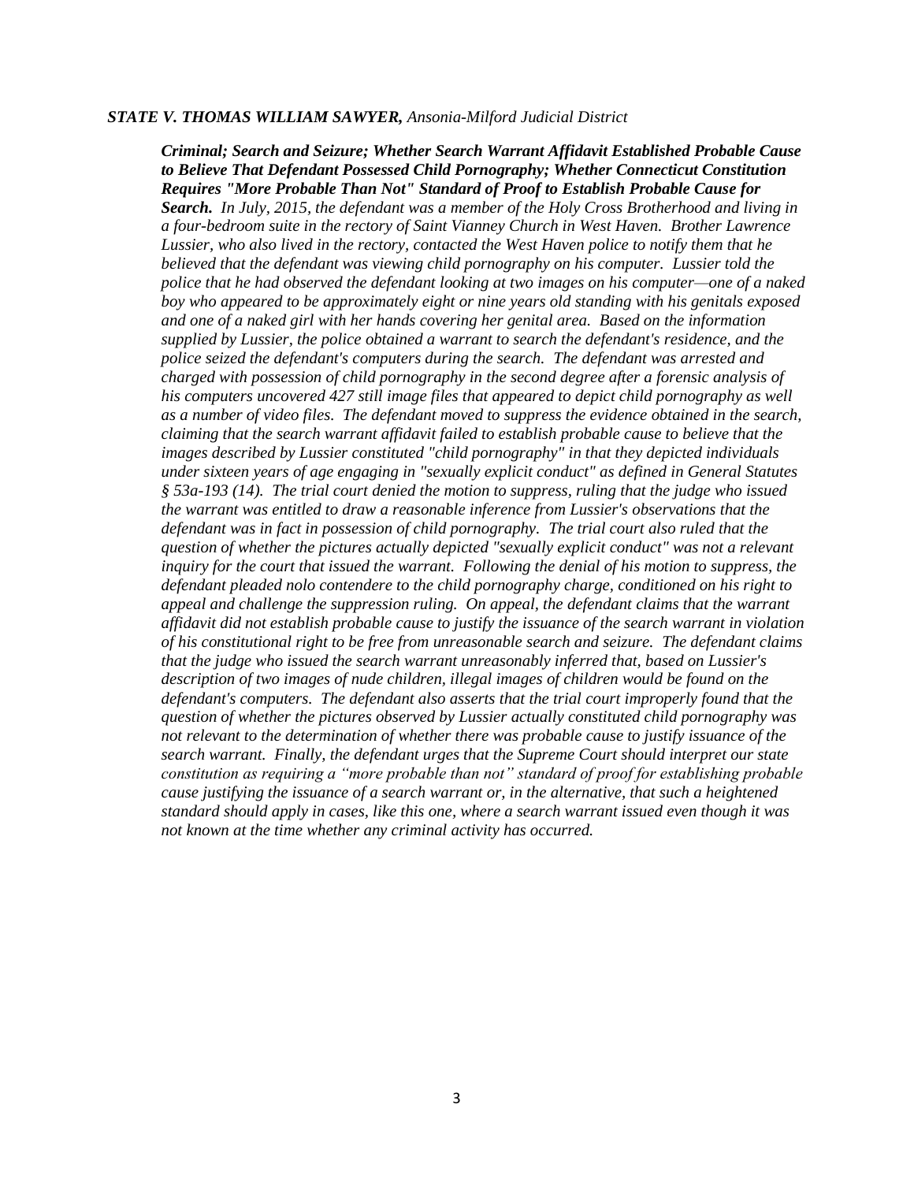***STATE V. THOMAS WILLIAM SAWYER,*** *Ansonia-Milford Judicial District*

***Criminal; Search and Seizure; Whether Search Warrant Affidavit Established Probable Cause to Believe That Defendant Possessed Child Pornography; Whether Connecticut Constitution Requires "More Probable Than Not" Standard of Proof to Establish Probable Cause for Search.*** *In July, 2015, the defendant was a member of the Holy Cross Brotherhood and living in a four-bedroom suite in the rectory of Saint Vianney Church in West Haven. Brother Lawrence Lussier, who also lived in the rectory, contacted the West Haven police to notify them that he believed that the defendant was viewing child pornography on his computer. Lussier told the police that he had observed the defendant looking at two images on his computer—one of a naked boy who appeared to be approximately eight or nine years old standing with his genitals exposed and one of a naked girl with her hands covering her genital area. Based on the information supplied by Lussier, the police obtained a warrant to search the defendant's residence, and the police seized the defendant's computers during the search. The defendant was arrested and charged with possession of child pornography in the second degree after a forensic analysis of his computers uncovered 427 still image files that appeared to depict child pornography as well as a number of video files. The defendant moved to suppress the evidence obtained in the search, claiming that the search warrant affidavit failed to establish probable cause to believe that the images described by Lussier constituted "child pornography" in that they depicted individuals under sixteen years of age engaging in "sexually explicit conduct" as defined in General Statutes § 53a-193 (14). The trial court denied the motion to suppress, ruling that the judge who issued the warrant was entitled to draw a reasonable inference from Lussier's observations that the defendant was in fact in possession of child pornography. The trial court also ruled that the question of whether the pictures actually depicted "sexually explicit conduct" was not a relevant inquiry for the court that issued the warrant. Following the denial of his motion to suppress, the defendant pleaded nolo contendere to the child pornography charge, conditioned on his right to appeal and challenge the suppression ruling. On appeal, the defendant claims that the warrant affidavit did not establish probable cause to justify the issuance of the search warrant in violation of his constitutional right to be free from unreasonable search and seizure. The defendant claims that the judge who issued the search warrant unreasonably inferred that, based on Lussier's description of two images of nude children, illegal images of children would be found on the defendant's computers. The defendant also asserts that the trial court improperly found that the question of whether the pictures observed by Lussier actually constituted child pornography was not relevant to the determination of whether there was probable cause to justify issuance of the search warrant. Finally, the defendant urges that the Supreme Court should interpret our state constitution as requiring a "more probable than not" standard of proof for establishing probable cause justifying the issuance of a search warrant or, in the alternative, that such a heightened standard should apply in cases, like this one, where a search warrant issued even though it was not known at the time whether any criminal activity has occurred.*